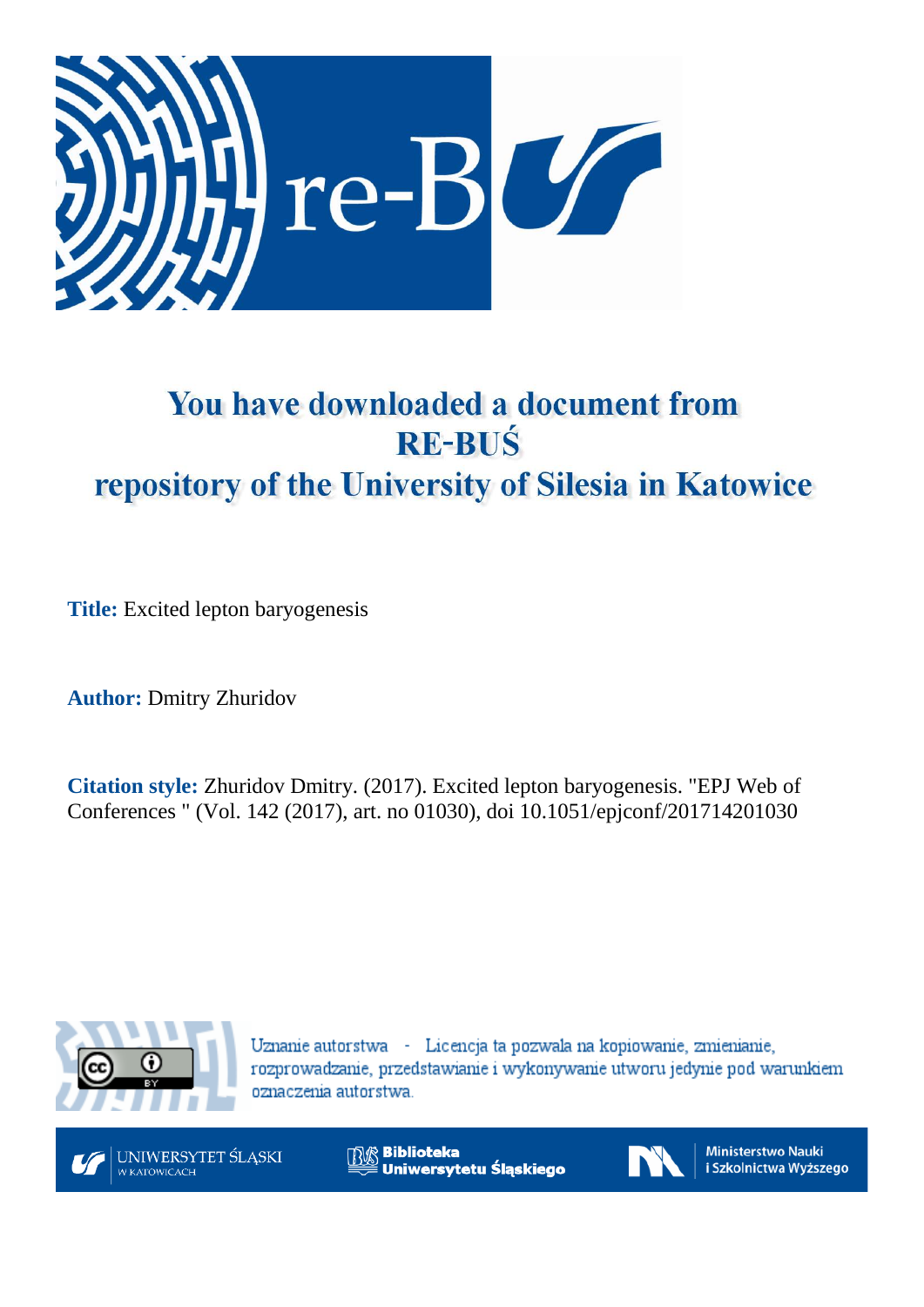# You have downloaded a document from RE-BUŚ repository of the University of Silesia in Katowice

**Title:** Excited lepton baryogenesis

**Author:** Dmitry Zhuridov

**Citation style:** Zhuridov Dmitry. (2017). Excited lepton baryogenesis. "EPJ Web of Conferences " (Vol. 142 (2017), art. no 01030), doi 10.1051/epjconf/201714201030

Uznanie autorstwa - Licencja ta pozwala na kopiowanie, zmienianie, rozprowadzanie, przedstawianie i wykonywanie utworu jedynie pod warunkiem oznaczenia autorstwa.

UNIWERSYTET ŚLĄSKI W KATOWICACH

Biblioteka Uniwersytetu Śląskiego

Ministerstwo Nauki i Szkolnictwa Wyższego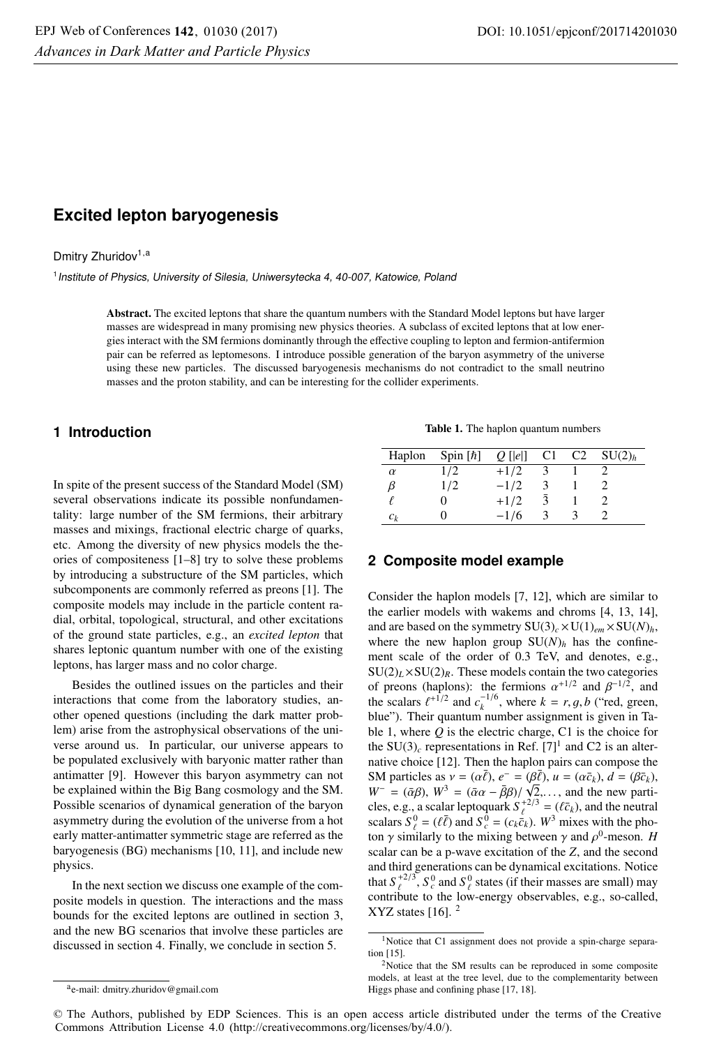# Excited lepton baryogenesis

Dmitry Zhuridov[1,a]

[1] *Institute of Physics, University of Silesia, Uniwersytecka 4, 40-007, Katowice, Poland*

**Abstract.** The excited leptons that share the quantum numbers with the Standard Model leptons but have larger masses are widespread in many promising new physics theories. A subclass of excited leptons that at low energies interact with the SM fermions dominantly through the effective coupling to lepton and fermion-antifermion pair can be referred as leptomesons. I introduce possible generation of the baryon asymmetry of the universe using these new particles. The discussed baryogenesis mechanisms do not contradict to the small neutrino masses and the proton stability, and can be interesting for the collider experiments.

## 1 Introduction

In spite of the present success of the Standard Model (SM) several observations indicate its possible nonfundamentality: large number of the SM fermions, their arbitrary masses and mixings, fractional electric charge of quarks, etc. Among the diversity of new physics models the theories of compositeness [1–8] try to solve these problems by introducing a substructure of the SM particles, which subcomponents are commonly referred as preons [1]. The composite models may include in the particle content radial, orbital, topological, structural, and other excitations of the ground state particles, e.g., an *excited lepton* that shares leptonic quantum number with one of the existing leptons, has larger mass and no color charge.

Besides the outlined issues on the particles and their interactions that come from the laboratory studies, another opened questions (including the dark matter problem) arise from the astrophysical observations of the universe around us. In particular, our universe appears to be populated exclusively with baryonic matter rather than antimatter [9]. However this baryon asymmetry can not be explained within the Big Bang cosmology and the SM. Possible scenarios of dynamical generation of the baryon asymmetry during the evolution of the universe from a hot early matter-antimatter symmetric stage are referred as the baryogenesis (BG) mechanisms [10, 11], and include new physics.

In the next section we discuss one example of the composite models in question. The interactions and the mass bounds for the excited leptons are outlined in section 3, and the new BG scenarios that involve these particles are discussed in section 4. Finally, we conclude in section 5.

**Table 1.** The haplon quantum numbers

| Haplon | Spin [$\hbar$] | $Q$ [$\|e\|$] | C1 | C2 | $SU(2)_h$ |
|---|---|---|---|---|---|
| $\alpha$ | 1/2 | +1/2 | 3 | 1 | 2 |
| $\beta$ | 1/2 | −1/2 | 3 | 1 | 2 |
| $\ell$ | 0 | +1/2 | $\bar{3}$ | 1 | 2 |
| $c_k$ | 0 | −1/6 | 3 | 3 | 2 |

## 2 Composite model example

Consider the haplon models [7, 12], which are similar to the earlier models with wakems and chroms [4, 13, 14], and are based on the symmetry $SU(3)_c \times U(1)_{em} \times SU(N)_h$, where the new haplon group $SU(N)_h$ has the confinement scale of the order of 0.3 TeV, and denotes, e.g., $SU(2)_L \times SU(2)_R$. These models contain the two categories of preons (haplons): the fermions $\alpha^{+1/2}$ and $\beta^{-1/2}$, and the scalars $\ell^{+1/2}$ and $c_k^{-1/6}$, where $k = r, g, b$ ("red, green, blue"). Their quantum number assignment is given in Table 1, where $Q$ is the electric charge, C1 is the choice for the $SU(3)_c$ representations in Ref. [7][1] and C2 is an alternative choice [12]. Then the haplon pairs can compose the SM particles as $\nu = (\alpha\bar{\ell})$, $e^- = (\beta\bar{\ell})$, $u = (\alpha\bar{c}_k)$, $d = (\beta\bar{c}_k)$, $W^- = (\bar{\alpha}\beta)$, $W^3 = (\bar{\alpha}\alpha - \bar{\beta}\beta)/\sqrt{2}, \ldots$, and the new particles, e.g., a scalar leptoquark $S_\ell^{+2/3} = (\ell\bar{c}_k)$, and the neutral scalars $S_\ell^0 = (\ell\bar{\ell})$ and $S_c^0 = (c_k\bar{c}_k)$. $W^3$ mixes with the photon $\gamma$ similarly to the mixing between $\gamma$ and $\rho^0$-meson. $H$ scalar can be a p-wave excitation of the $Z$, and the second and third generations can be dynamical excitations. Notice that $S_\ell^{+2/3}$, $S_c^0$ and $S_\ell^0$ states (if their masses are small) may contribute to the low-energy observables, e.g., so-called, XYZ states [16]. [2]

[1] Notice that C1 assignment does not provide a spin-charge separation [15].

[2] Notice that the SM results can be reproduced in some composite models, at least at the tree level, due to the complementarity between Higgs phase and confining phase [17, 18].

[a] e-mail: dmitry.zhuridov@gmail.com

© The Authors, published by EDP Sciences. This is an open access article distributed under the terms of the Creative Commons Attribution License 4.0 (http://creativecommons.org/licenses/by/4.0/).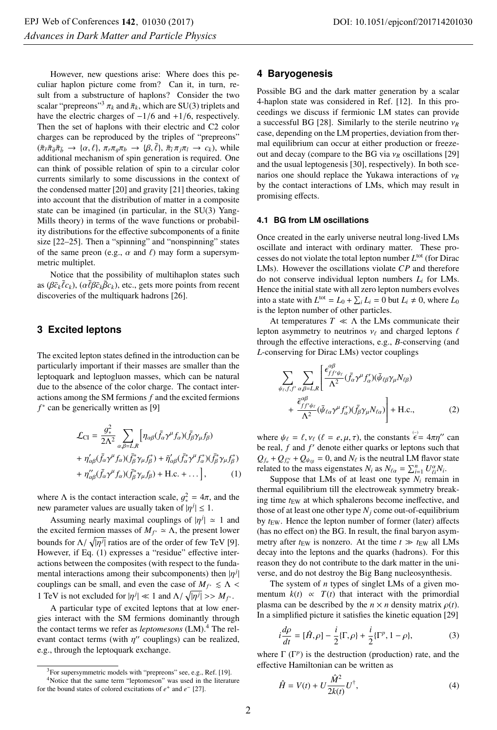However, new questions arise: Where does this peculiar haplon picture come from? Can it, in turn, result from a substructure of haplons? Consider the two scalar "prepreons"[3] $\pi_k$ and $\bar{\pi}_k$, which are SU(3) triplets and have the electric charges of $-1/6$ and $+1/6$, respectively. Then the set of haplons with their electric and C2 color charges can be reproduced by the triples of "prepreons" ($\bar{\pi}_{\bar{r}}\bar{\pi}_{\bar{g}}\bar{\pi}_{\bar{b}} \to \{\alpha, \ell\}$, $\pi_r\pi_g\pi_b \to \{\beta, \bar{\ell}\}$, $\bar{\pi}_{\bar{i}}\pi_j\pi_l \to c_k$), while additional mechanism of spin generation is required. One can think of possible relation of spin to a circular color currents similarly to some discussions in the context of the condensed matter [20] and gravity [21] theories, taking into account that the distribution of matter in a composite state can be imagined (in particular, in the SU(3) Yang-Mills theory) in terms of the wave functions or probability distributions for the effective subcomponents of a finite size [22–25]. Then a "spinning" and "nonspinning" states of the same preon (e.g., $\alpha$ and $\ell$) may form a supersymmetric multiplet.

Notice that the possibility of multihaplon states such as $(\beta\bar{c}_k\bar{\ell}c_k)$, $(\alpha\bar{\ell}\beta\bar{c}_k\bar{\beta}c_k)$, etc., gets more points from recent discoveries of the multiquark hadrons [26].

## 3 Excited leptons

The excited lepton states defined in the introduction can be particularly important if their masses are smaller than the leptoquark and leptogluon masses, which can be natural due to the absence of the color charge. The contact interactions among the SM fermions $f$ and the excited fermions $f^*$ can be generically written as [9]

$$\begin{aligned}
\mathcal{L}_{\rm CI} = \frac{g_*^2}{2\Lambda^2} \sum_{\alpha,\beta=L,R} \Big[ &\eta_{\alpha\beta}(\bar{f}_\alpha\gamma^\mu f_\alpha)(\bar{f}_\beta\gamma_\mu f_\beta) \\
&+ \eta'_{\alpha\beta}(\bar{f}_\alpha\gamma^\mu f_\alpha)(\bar{f}^*_\beta\gamma_\mu f^*_\beta) + \tilde{\eta}'_{\alpha\beta}(\bar{f}^*_\alpha\gamma^\mu f^*_\alpha)(\bar{f}^*_\beta\gamma_\mu f^*_\beta) \\
&+ \eta''_{\alpha\beta}(\bar{f}_\alpha\gamma^\mu f_\alpha)(\bar{f}^*_\beta\gamma_\mu f_\beta) + \text{H.c.} + \dots \Big],
\end{aligned} \tag{1}$$

where $\Lambda$ is the contact interaction scale, $g_*^2 = 4\pi$, and the new parameter values are usually taken of $|\eta^j| \leq 1$.

Assuming nearly maximal couplings of $|\eta^j| \simeq 1$ and the excited fermion masses of $M_{f^*} \simeq \Lambda$, the present lower bounds for $\Lambda/\sqrt{|\eta^j|}$ ratios are of the order of few TeV [9]. However, if Eq. (1) expresses a "residue" effective interactions between the composites (with respect to the fundamental interactions among their subcomponents) then $|\eta^j|$ couplings can be small, and even the case of $M_{f^*} \lesssim \Lambda <$ 1 TeV is not excluded for $|\eta^j| \ll 1$ and $\Lambda/\sqrt{|\eta^j|} >> M_{f^*}$.

A particular type of excited leptons that at low energies interact with the SM fermions dominantly through the contact terms we refer as *leptomesons* (LM).[4] The relevant contact terms (with $\eta''$ couplings) can be realized, e.g., through the leptoquark exchange.

[3] For supersymmetric models with "prepreons" see, e.g., Ref. [19].

[4] Notice that the same term "leptomeson" was used in the literature for the bound states of colored excitations of $e^+$ and $e^-$ [27].

## 4 Baryogenesis

Possible BG and the dark matter generation by a scalar 4-haplon state was considered in Ref. [12]. In this proceedings we discuss if fermionic LM states can provide a successful BG [28]. Similarly to the sterile neutrino $\nu_R$ case, depending on the LM properties, deviation from thermal equilibrium can occur at either production or freeze-out and decay (compare to the BG via $\nu_R$ oscillations [29] and the usual leptogenesis [30], respectively). In both scenarios one should replace the Yukawa interactions of $\nu_R$ by the contact interactions of LMs, which may result in promising effects.

### 4.1 BG from LM oscillations

Once created in the early universe neutral long-lived LMs oscillate and interact with ordinary matter. These processes do not violate the total lepton number $L^{\rm tot}$ (for Dirac LMs). However the oscillations violate $CP$ and therefore do not conserve individual lepton numbers $L_i$ for LMs. Hence the initial state with all zero lepton numbers evolves into a state with $L^{\rm tot} = L_0 + \sum_i L_i = 0$ but $L_i \neq 0$, where $L_0$ is the lepton number of other particles.

At temperatures $T \ll \Lambda$ the LMs communicate their lepton asymmetry to neutrinos $\nu_\ell$ and charged leptons $\ell$ through the effective interactions, e.g., $B$-conserving (and $L$-conserving for Dirac LMs) vector couplings

$$\begin{aligned}
\sum_{\psi_\ell, f, f'} \sum_{\alpha,\beta=L,R} \Bigg[ &\frac{\epsilon^{\alpha\beta}_{ff'\psi_\ell}}{\Lambda^2}(\bar{f}_\alpha\gamma^\mu f'_\alpha)(\bar{\psi}_{\ell\beta}\gamma_\mu N_{\ell\beta}) \\
&+ \frac{\tilde{\epsilon}^{\alpha\beta}_{ff'\psi_\ell}}{\Lambda^2}(\bar{\psi}_{\ell\alpha}\gamma^\mu f'_\alpha)(\bar{f}_\beta\gamma_\mu N_{\ell\alpha}) \Bigg] + \text{H.c.},
\end{aligned} \tag{2}$$

where $\psi_\ell = \ell, \nu_\ell$ ($\ell = e, \mu, \tau$), the constants $\overset{(\sim)}{\epsilon} = 4\pi\eta''$ can be real, $f$ and $f'$ denote either quarks or leptons such that $Q_{f_\alpha} + Q_{f'^c_\alpha} + Q_{\psi_{\ell\beta}} = 0$, and $N_\ell$ is the neutral LM flavor state related to the mass eigenstates $N_i$ as $N_{\ell\alpha} = \sum_{i=1}^n U^\alpha_{\ell i} N_i$.

Suppose that LMs of at least one type $N_i$ remain in thermal equilibrium till the electroweak symmetry breaking time $t_{\rm EW}$ at which sphalerons become ineffective, and those of at least one other type $N_j$ come out-of-equilibrium by $t_{\rm EW}$. Hence the lepton number of former (later) affects (has no effect on) the BG. In result, the final baryon asymmetry after $t_{\rm EW}$ is nonzero. At the time $t \gg t_{\rm EW}$ all LMs decay into the leptons and the quarks (hadrons). For this reason they do not contribute to the dark matter in the universe, and do not destroy the Big Bang nucleosynthesis.

The system of $n$ types of singlet LMs of a given momentum $k(t) \propto T(t)$ that interact with the primordial plasma can be described by the $n \times n$ density matrix $\rho(t)$. In a simplified picture it satisfies the kinetic equation [29]

$$i\frac{d\rho}{dt} = [\hat{H}, \rho] - \frac{i}{2}\{\Gamma, \rho\} + \frac{i}{2}\{\Gamma^p, 1 - \rho\}, \tag{3}$$

where $\Gamma$ ($\Gamma^p$) is the destruction (production) rate, and the effective Hamiltonian can be written as

$$\hat{H} = V(t) + U\frac{\hat{M}^2}{2k(t)}U^\dagger, \tag{4}$$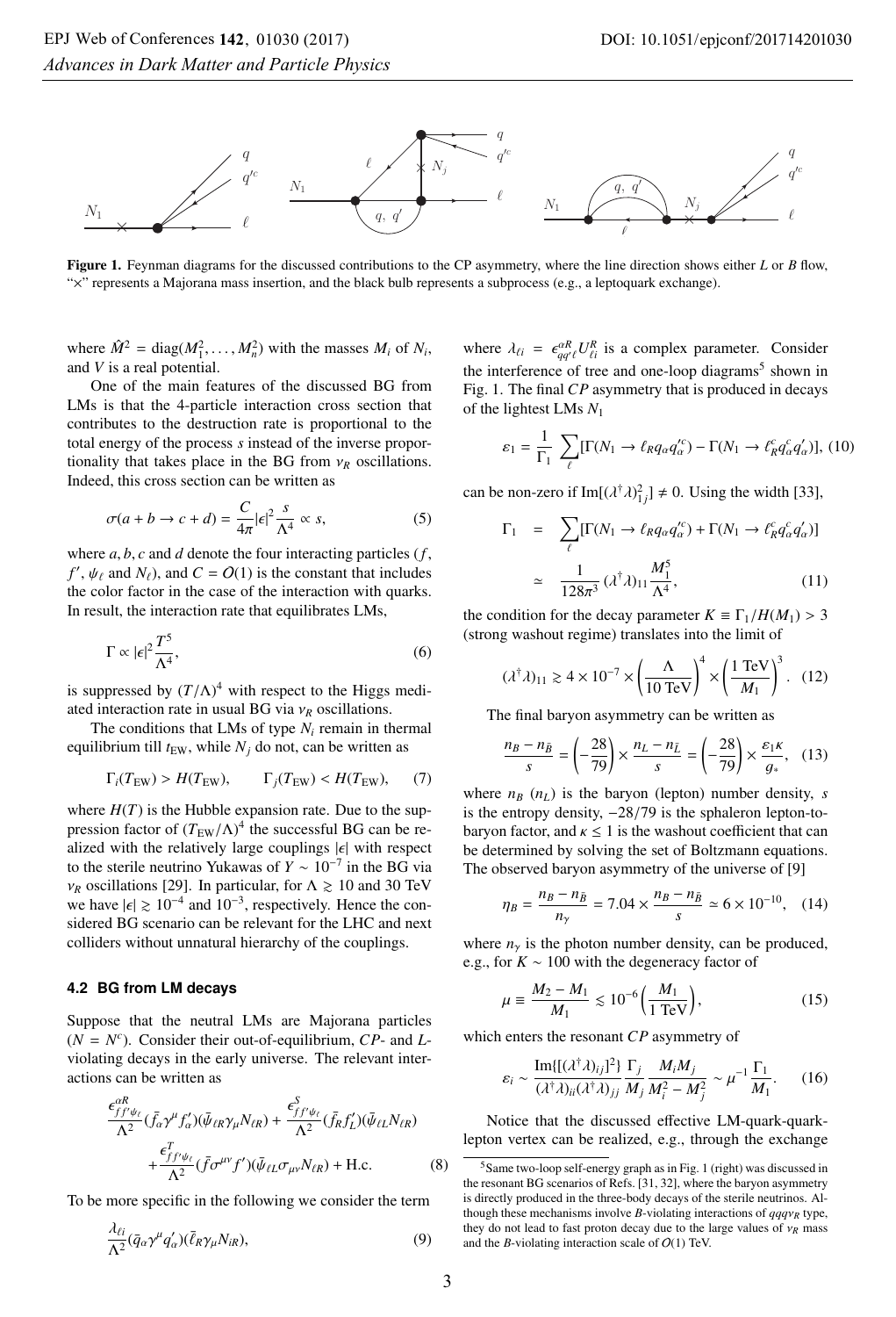Figure 1. Feynman diagrams for the discussed contributions to the CP asymmetry, where the line direction shows either $L$ or $B$ flow, "×" represents a Majorana mass insertion, and the black bulb represents a subprocess (e.g., a leptoquark exchange).

where $\hat{M}^2 = \mathrm{diag}(M_1^2, \ldots, M_n^2)$ with the masses $M_i$ of $N_i$, and $V$ is a real potential.

One of the main features of the discussed BG from LMs is that the 4-particle interaction cross section that contributes to the destruction rate is proportional to the total energy of the process $s$ instead of the inverse proportionality that takes place in the BG from $\nu_R$ oscillations. Indeed, this cross section can be written as

$$\sigma(a + b \to c + d) = \frac{C}{4\pi}|\epsilon|^2 \frac{s}{\Lambda^4} \propto s, \tag{5}$$

where $a, b, c$ and $d$ denote the four interacting particles ($f$, $f'$, $\psi_\ell$ and $N_\ell$), and $C = O(1)$ is the constant that includes the color factor in the case of the interaction with quarks. In result, the interaction rate that equilibrates LMs,

$$\Gamma \propto |\epsilon|^2 \frac{T^5}{\Lambda^4}, \tag{6}$$

is suppressed by $(T/\Lambda)^4$ with respect to the Higgs mediated interaction rate in usual BG via $\nu_R$ oscillations.

The conditions that LMs of type $N_i$ remain in thermal equilibrium till $t_{\rm EW}$, while $N_j$ do not, can be written as

$$\Gamma_i(T_{\rm EW}) > H(T_{\rm EW}), \qquad \Gamma_j(T_{\rm EW}) < H(T_{\rm EW}), \tag{7}$$

where $H(T)$ is the Hubble expansion rate. Due to the suppression factor of $(T_{\rm EW}/\Lambda)^4$ the successful BG can be realized with the relatively large couplings $|\epsilon|$ with respect to the sterile neutrino Yukawas of $Y \sim 10^{-7}$ in the BG via $\nu_R$ oscillations [29]. In particular, for $\Lambda \gtrsim 10$ and 30 TeV we have $|\epsilon| \gtrsim 10^{-4}$ and $10^{-3}$, respectively. Hence the considered BG scenario can be relevant for the LHC and next colliders without unnatural hierarchy of the couplings.

### 4.2 BG from LM decays

Suppose that the neutral LMs are Majorana particles ($N = N^c$). Consider their out-of-equilibrium, $CP$- and $L$-violating decays in the early universe. The relevant interactions can be written as

$$\frac{\epsilon^{\alpha R}_{ff'\psi_\ell}}{\Lambda^2}(\bar{f}_\alpha \gamma^\mu f'_\alpha)(\bar{\psi}_{\ell R}\gamma_\mu N_{\ell R}) + \frac{\epsilon^{S}_{ff'\psi_\ell}}{\Lambda^2}(\bar{f}_R f'_L)(\bar{\psi}_{\ell L} N_{\ell R}) + \frac{\epsilon^{T}_{ff'\psi_\ell}}{\Lambda^2}(\bar{f}\sigma^{\mu\nu} f')(\bar{\psi}_{\ell L}\sigma_{\mu\nu} N_{\ell R}) + \mathrm{H.c.} \tag{8}$$

To be more specific in the following we consider the term

$$\frac{\lambda_{\ell i}}{\Lambda^2}(\bar{q}_\alpha \gamma^\mu q'_\alpha)(\bar{\ell}_R \gamma_\mu N_{iR}), \tag{9}$$

where $\lambda_{\ell i} = \epsilon^{\alpha R}_{qq'\ell} U^R_{\ell i}$ is a complex parameter. Consider the interference of tree and one-loop diagrams[5] shown in Fig. 1. The final $CP$ asymmetry that is produced in decays of the lightest LMs $N_1$

$$\varepsilon_1 = \frac{1}{\Gamma_1}\sum_\ell [\Gamma(N_1 \to \ell_R q_\alpha q'^c_\alpha) - \Gamma(N_1 \to \ell^c_R q^c_\alpha q'_\alpha)], \tag{10}$$

can be non-zero if $\mathrm{Im}[(\lambda^\dagger \lambda)^2_{1j}] \neq 0$. Using the width [33],

$$\begin{aligned}\Gamma_1 &= \sum_\ell [\Gamma(N_1 \to \ell_R q_\alpha q'^c_\alpha) + \Gamma(N_1 \to \ell^c_R q^c_\alpha q'_\alpha)] \\ &\simeq \frac{1}{128\pi^3}(\lambda^\dagger \lambda)_{11}\frac{M_1^5}{\Lambda^4},\end{aligned} \tag{11}$$

the condition for the decay parameter $K \equiv \Gamma_1/H(M_1) > 3$ (strong washout regime) translates into the limit of

$$(\lambda^\dagger \lambda)_{11} \gtrsim 4 \times 10^{-7} \times \left(\frac{\Lambda}{10\ \mathrm{TeV}}\right)^4 \times \left(\frac{1\ \mathrm{TeV}}{M_1}\right)^3. \tag{12}$$

The final baryon asymmetry can be written as

$$\frac{n_B - n_{\bar{B}}}{s} = \left(-\frac{28}{79}\right) \times \frac{n_L - n_{\bar{L}}}{s} = \left(-\frac{28}{79}\right) \times \frac{\varepsilon_1 \kappa}{g_*}, \tag{13}$$

where $n_B$ ($n_L$) is the baryon (lepton) number density, $s$ is the entropy density, $-28/79$ is the sphaleron lepton-to-baryon factor, and $\kappa \le 1$ is the washout coefficient that can be determined by solving the set of Boltzmann equations. The observed baryon asymmetry of the universe of [9]

$$\eta_B = \frac{n_B - n_{\bar{B}}}{n_\gamma} = 7.04 \times \frac{n_B - n_{\bar{B}}}{s} \simeq 6 \times 10^{-10}, \tag{14}$$

where $n_\gamma$ is the photon number density, can be produced, e.g., for $K \sim 100$ with the degeneracy factor of

$$\mu \equiv \frac{M_2 - M_1}{M_1} \lesssim 10^{-6}\left(\frac{M_1}{1\ \mathrm{TeV}}\right), \tag{15}$$

which enters the resonant $CP$ asymmetry of

$$\varepsilon_i \sim \frac{\mathrm{Im}\{[(\lambda^\dagger\lambda)_{ij}]^2\}}{(\lambda^\dagger\lambda)_{ii}(\lambda^\dagger\lambda)_{jj}}\frac{\Gamma_j}{M_j}\frac{M_i M_j}{M_i^2 - M_j^2} \sim \mu^{-1}\frac{\Gamma_1}{M_1}. \tag{16}$$

Notice that the discussed effective LM-quark-quark-lepton vertex can be realized, e.g., through the exchange

[5] Same two-loop self-energy graph as in Fig. 1 (right) was discussed in the resonant BG scenarios of Refs. [31, 32], where the baryon asymmetry is directly produced in the three-body decays of the sterile neutrinos. Although these mechanisms involve $B$-violating interactions of $qqq\nu_R$ type, they do not lead to fast proton decay due to the large values of $\nu_R$ mass and the $B$-violating interaction scale of $O(1)$ TeV.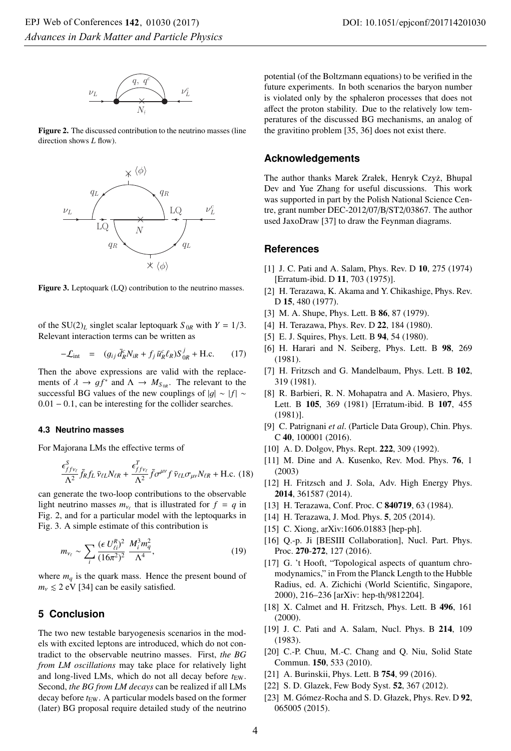Figure 2. The discussed contribution to the neutrino masses (line direction shows $L$ flow).

Figure 3. Leptoquark (LQ) contribution to the neutrino masses.

of the $SU(2)_L$ singlet scalar leptoquark $S_{0R}$ with $Y = 1/3$. Relevant interaction terms can be written as

$$-\mathcal{L}_{\rm int} \;=\; (g_{ij}\,\bar{d}^c_R N_{iR} + f_j\,\bar{u}^c_R \ell_R) S^j_{0R} + \text{H.c.} \qquad (17)$$

Then the above expressions are valid with the replacements of $\lambda \to g f^*$ and $\Lambda \to M_{S_{0R}}$. The relevant to the successful BG values of the new couplings of $|g| \sim |f| \sim 0.01 - 0.1$, can be interesting for the collider searches.

### 4.3 Neutrino masses

For Majorana LMs the effective terms of

$$\frac{\epsilon^S_{ff\nu_\ell}}{\Lambda^2}\bar{f}_R f_L\,\bar{\nu}_{\ell L} N_{\ell R} + \frac{\epsilon^T_{ff\nu_\ell}}{\Lambda^2}\bar{f}\sigma^{\mu\nu} f\,\bar{\nu}_{\ell L}\sigma_{\mu\nu} N_{\ell R} + \text{H.c.} \quad (18)$$

can generate the two-loop contributions to the observable light neutrino masses $m_{\nu_\ell}$ that is illustrated for $f = q$ in Fig. 2, and for a particular model with the leptoquarks in Fig. 3. A simple estimate of this contribution is

$$m_{\nu_\ell} \sim \sum_i \frac{(\epsilon\, U^R_{\ell i})^2}{(16\pi^2)^2}\,\frac{M_i^3 m_q^2}{\Lambda^4}, \qquad (19)$$

where $m_q$ is the quark mass. Hence the present bound of $m_\nu \lesssim 2$ eV [34] can be easily satisfied.

## 5 Conclusion

The two new testable baryogenesis scenarios in the models with excited leptons are introduced, which do not contradict to the observable neutrino masses. First, *the BG from LM oscillations* may take place for relatively light and long-lived LMs, which do not all decay before $t_{\rm EW}$. Second, *the BG from LM decays* can be realized if all LMs decay before $t_{\rm EW}$. A particular models based on the former (later) BG proposal require detailed study of the neutrino potential (of the Boltzmann equations) to be verified in the future experiments. In both scenarios the baryon number is violated only by the sphaleron processes that does not affect the proton stability. Due to the relatively low temperatures of the discussed BG mechanisms, an analog of the gravitino problem [35, 36] does not exist there.

## Acknowledgements

The author thanks Marek Zrałek, Henryk Czyż, Bhupal Dev and Yue Zhang for useful discussions. This work was supported in part by the Polish National Science Centre, grant number DEC-2012/07/B/ST2/03867. The author used JaxoDraw [37] to draw the Feynman diagrams.

## References

[1] J. C. Pati and A. Salam, Phys. Rev. D **10**, 275 (1974) [Erratum-ibid. D **11**, 703 (1975)].

[2] H. Terazawa, K. Akama and Y. Chikashige, Phys. Rev. D **15**, 480 (1977).

[3] M. A. Shupe, Phys. Lett. B **86**, 87 (1979).

[4] H. Terazawa, Phys. Rev. D **22**, 184 (1980).

[5] E. J. Squires, Phys. Lett. B **94**, 54 (1980).

[6] H. Harari and N. Seiberg, Phys. Lett. B **98**, 269 (1981).

[7] H. Fritzsch and G. Mandelbaum, Phys. Lett. B **102**, 319 (1981).

[8] R. Barbieri, R. N. Mohapatra and A. Masiero, Phys. Lett. B **105**, 369 (1981) [Erratum-ibid. B **107**, 455 (1981)].

[9] C. Patrignani *et al.* (Particle Data Group), Chin. Phys. C **40**, 100001 (2016).

[10] A. D. Dolgov, Phys. Rept. **222**, 309 (1992).

[11] M. Dine and A. Kusenko, Rev. Mod. Phys. **76**, 1 (2003)

[12] H. Fritzsch and J. Sola, Adv. High Energy Phys. **2014**, 361587 (2014).

[13] H. Terazawa, Conf. Proc. C **840719**, 63 (1984).

[14] H. Terazawa, J. Mod. Phys. **5**, 205 (2014).

[15] C. Xiong, arXiv:1606.01883 [hep-ph].

[16] Q.-p. Ji [BESIII Collaboration], Nucl. Part. Phys. Proc. **270-272**, 127 (2016).

[17] G. 't Hooft, "Topological aspects of quantum chromodynamics," in From the Planck Length to the Hubble Radius, ed. A. Zichichi (World Scientific, Singapore, 2000), 216–236 [arXiv: hep-th/9812204].

[18] X. Calmet and H. Fritzsch, Phys. Lett. B **496**, 161 (2000).

[19] J. C. Pati and A. Salam, Nucl. Phys. B **214**, 109 (1983).

[20] C.-P. Chuu, M.-C. Chang and Q. Niu, Solid State Commun. **150**, 533 (2010).

[21] A. Burinskii, Phys. Lett. B **754**, 99 (2016).

[22] S. D. Glazek, Few Body Syst. **52**, 367 (2012).

[23] M. Gómez-Rocha and S. D. Głazek, Phys. Rev. D **92**, 065005 (2015).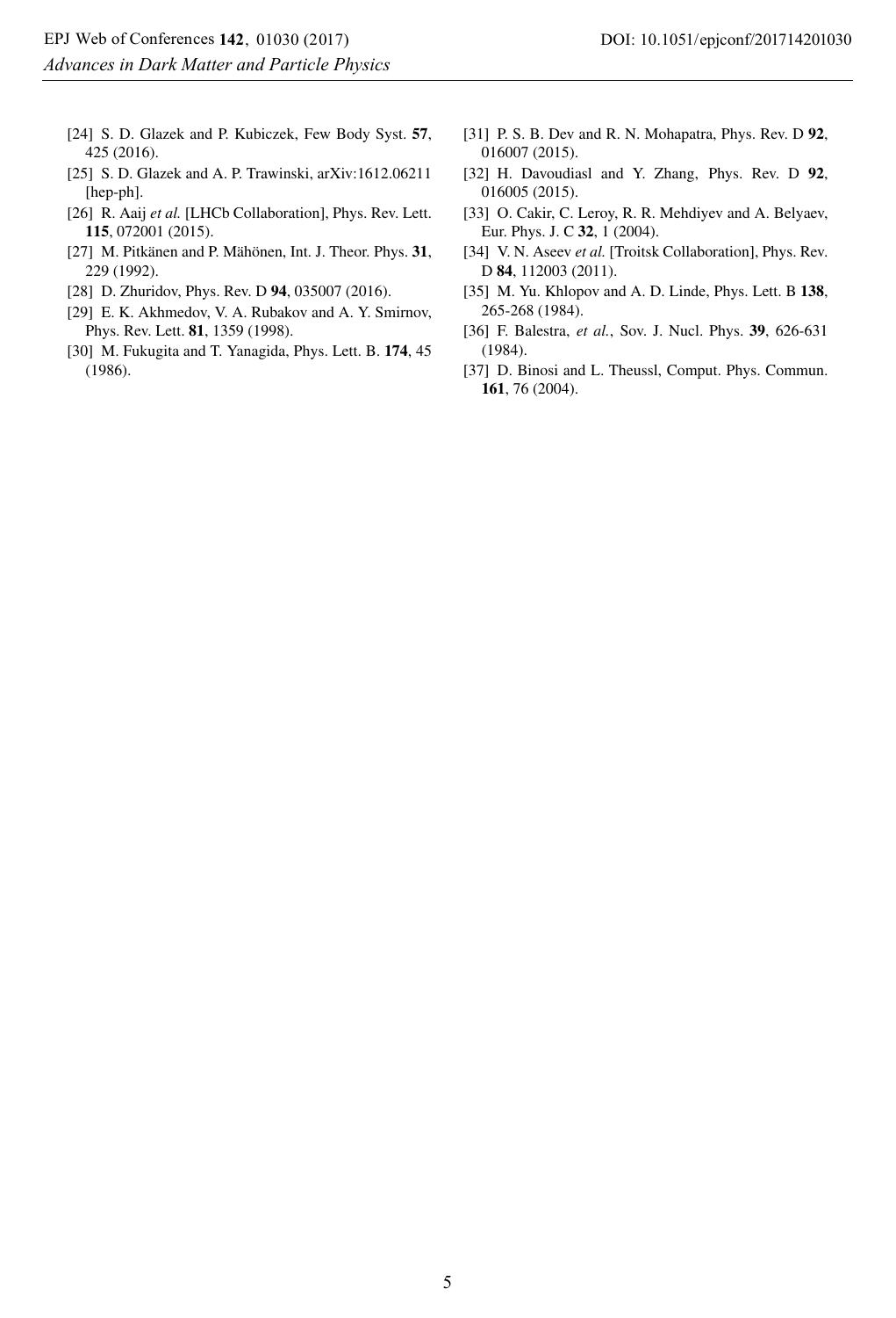[24] S. D. Glazek and P. Kubiczek, Few Body Syst. **57**, 425 (2016).

[25] S. D. Glazek and A. P. Trawinski, arXiv:1612.06211 [hep-ph].

[26] R. Aaij *et al.* [LHCb Collaboration], Phys. Rev. Lett. **115**, 072001 (2015).

[27] M. Pitkänen and P. Mähönen, Int. J. Theor. Phys. **31**, 229 (1992).

[28] D. Zhuridov, Phys. Rev. D **94**, 035007 (2016).

[29] E. K. Akhmedov, V. A. Rubakov and A. Y. Smirnov, Phys. Rev. Lett. **81**, 1359 (1998).

[30] M. Fukugita and T. Yanagida, Phys. Lett. B. **174**, 45 (1986).

[31] P. S. B. Dev and R. N. Mohapatra, Phys. Rev. D **92**, 016007 (2015).

[32] H. Davoudiasl and Y. Zhang, Phys. Rev. D **92**, 016005 (2015).

[33] O. Cakir, C. Leroy, R. R. Mehdiyev and A. Belyaev, Eur. Phys. J. C **32**, 1 (2004).

[34] V. N. Aseev *et al.* [Troitsk Collaboration], Phys. Rev. D **84**, 112003 (2011).

[35] M. Yu. Khlopov and A. D. Linde, Phys. Lett. B **138**, 265-268 (1984).

[36] F. Balestra, *et al.*, Sov. J. Nucl. Phys. **39**, 626-631 (1984).

[37] D. Binosi and L. Theussl, Comput. Phys. Commun. **161**, 76 (2004).